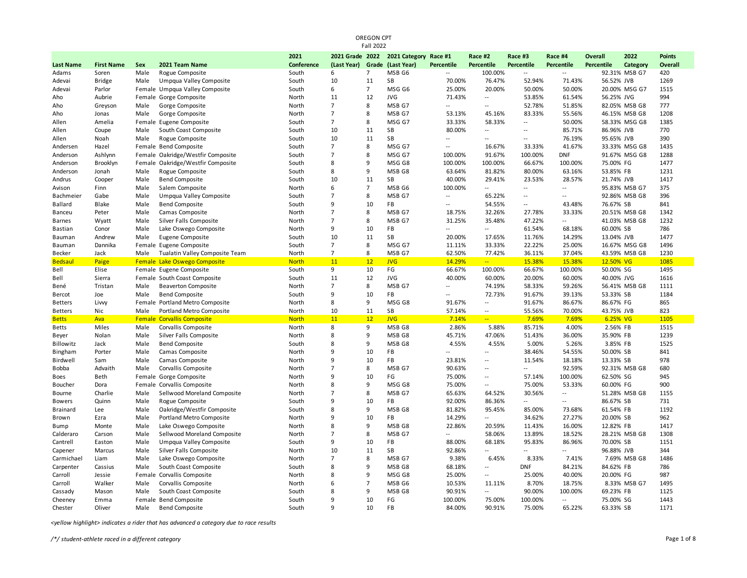# OREGON CPT
## Fall 2022

| Last Name | First Name | Sex | 2021 Team Name | 2021 Conference | 2021 Grade (Last Year) | 2022 Grade | 2021 Category (Last Year) | Race #1 Percentile | Race #2 Percentile | Race #3 Percentile | Race #4 Percentile | Overall Percentile | 2022 Category | Points Overall |
|---|---|---|---|---|---|---|---|---|---|---|---|---|---|---|
| Adams | Soren | Male | Rogue Composite | South | 6 | 7 | MSB G6 | -- | 100.00% | -- | -- | 92.31% | MSB G7 | 420 |
| Adevai | Bridge | Male | Umpqua Valley Composite | South | 10 | 11 | SB | 70.00% | 76.47% | 52.94% | 71.43% | 56.52% | JVB | 1269 |
| Adevai | Parlor | Female | Umpqua Valley Composite | South | 6 | 7 | MSG G6 | 25.00% | 20.00% | 50.00% | 50.00% | 20.00% | MSG G7 | 1515 |
| Aho | Aubrie | Female | Gorge Composite | North | 11 | 12 | JVG | 71.43% | -- | 53.85% | 61.54% | 56.25% | JVG | 994 |
| Aho | Greyson | Male | Gorge Composite | North | 7 | 8 | MSB G7 | -- | -- | 52.78% | 51.85% | 82.05% | MSB G8 | 777 |
| Aho | Jonas | Male | Gorge Composite | North | 7 | 8 | MSB G7 | 53.13% | 45.16% | 83.33% | 55.56% | 46.15% | MSB G8 | 1208 |
| Allen | Amelia | Female | Eugene Composite | South | 7 | 8 | MSG G7 | 33.33% | 58.33% | -- | 50.00% | 58.33% | MSG G8 | 1385 |
| Allen | Coupe | Male | South Coast Composite | South | 10 | 11 | SB | 80.00% | -- | -- | 85.71% | 86.96% | JVB | 770 |
| Allen | Noah | Male | Rogue Composite | South | 10 | 11 | SB | -- | -- | -- | 76.19% | 95.65% | JVB | 390 |
| Andersen | Hazel | Female | Bend Composite | South | 7 | 8 | MSG G7 | -- | 16.67% | 33.33% | 41.67% | 33.33% | MSG G8 | 1435 |
| Anderson | Ashlynn | Female | Oakridge/Westfir Composite | South | 7 | 8 | MSG G7 | 100.00% | 91.67% | 100.00% | DNF | 91.67% | MSG G8 | 1288 |
| Anderson | Brooklyn | Female | Oakridge/Westfir Composite | South | 8 | 9 | MSG G8 | 100.00% | 100.00% | 66.67% | 100.00% | 75.00% | FG | 1477 |
| Anderson | Jonah | Male | Rogue Composite | South | 8 | 9 | MSB G8 | 63.64% | 81.82% | 80.00% | 63.16% | 53.85% | FB | 1231 |
| Andrus | Cooper | Male | Bend Composite | South | 10 | 11 | SB | 40.00% | 29.41% | 23.53% | 28.57% | 21.74% | JVB | 1417 |
| Avison | Finn | Male | Salem Composite | North | 6 | 7 | MSB G6 | 100.00% | -- | -- | -- | 95.83% | MSB G7 | 375 |
| Bachmeier | Gabe | Male | Umpqua Valley Composite | South | 7 | 8 | MSB G7 | -- | 65.22% | -- | -- | 92.86% | MSB G8 | 396 |
| Ballard | Blake | Male | Bend Composite | South | 9 | 10 | FB | -- | 54.55% | -- | 43.48% | 76.67% | SB | 841 |
| Banceu | Peter | Male | Camas Composite | North | 7 | 8 | MSB G7 | 18.75% | 32.26% | 27.78% | 33.33% | 20.51% | MSB G8 | 1342 |
| Barnes | Wyatt | Male | Silver Falls Composite | North | 7 | 8 | MSB G7 | 31.25% | 35.48% | 47.22% | -- | 41.03% | MSB G8 | 1232 |
| Bastian | Conor | Male | Lake Oswego Composite | North | 9 | 10 | FB | -- | -- | 61.54% | 68.18% | 60.00% | SB | 786 |
| Bauman | Andrew | Male | Eugene Composite | South | 10 | 11 | SB | 20.00% | 17.65% | 11.76% | 14.29% | 13.04% | JVB | 1477 |
| Bauman | Dannika | Female | Eugene Composite | South | 7 | 8 | MSG G7 | 11.11% | 33.33% | 22.22% | 25.00% | 16.67% | MSG G8 | 1496 |
| Becker | Jack | Male | Tualatin Valley Composite Team | North | 7 | 8 | MSB G7 | 62.50% | 77.42% | 36.11% | 37.04% | 43.59% | MSB G8 | 1230 |
| Bedsaul | Paige | Female | Lake Oswego Composite | North | 11 | 12 | JVG | 14.29% | -- | 15.38% | 15.38% | 12.50% | VG | 1085 |
| Bell | Elise | Female | Eugene Composite | South | 9 | 10 | FG | 66.67% | 100.00% | 66.67% | 100.00% | 50.00% | SG | 1495 |
| Bell | Sierra | Female | South Coast Composite | South | 11 | 12 | JVG | 40.00% | 60.00% | 20.00% | 60.00% | 40.00% | JVG | 1616 |
| Bené | Tristan | Male | Beaverton Composite | North | 7 | 8 | MSB G7 | -- | 74.19% | 58.33% | 59.26% | 56.41% | MSB G8 | 1111 |
| Bercot | Joe | Male | Bend Composite | South | 9 | 10 | FB | -- | 72.73% | 91.67% | 39.13% | 53.33% | SB | 1184 |
| Betters | Livvy | Female | Portland Metro Composite | North | 8 | 9 | MSG G8 | 91.67% | -- | 91.67% | 86.67% | 86.67% | FG | 865 |
| Betters | Nic | Male | Portland Metro Composite | North | 10 | 11 | SB | 57.14% | -- | 55.56% | 70.00% | 43.75% | JVB | 823 |
| Betts | Ava | Female | Corvallis Composite | North | 11 | 12 | JVG | 7.14% | -- | 7.69% | 7.69% | 6.25% | VG | 1105 |
| Betts | Miles | Male | Corvallis Composite | North | 8 | 9 | MSB G8 | 2.86% | 5.88% | 85.71% | 4.00% | 2.56% | FB | 1515 |
| Beyer | Nolan | Male | Silver Falls Composite | North | 8 | 9 | MSB G8 | 45.71% | 47.06% | 51.43% | 36.00% | 35.90% | FB | 1239 |
| Billowitz | Jack | Male | Bend Composite | South | 8 | 9 | MSB G8 | 4.55% | 4.55% | 5.00% | 5.26% | 3.85% | FB | 1525 |
| Bingham | Porter | Male | Camas Composite | North | 9 | 10 | FB | -- | -- | 38.46% | 54.55% | 50.00% | SB | 841 |
| Birdwell | Sam | Male | Camas Composite | North | 9 | 10 | FB | 23.81% | -- | 11.54% | 18.18% | 13.33% | SB | 978 |
| Bobba | Advaith | Male | Corvallis Composite | North | 7 | 8 | MSB G7 | 90.63% | -- | -- | 92.59% | 92.31% | MSB G8 | 680 |
| Boes | Beth | Female | Gorge Composite | North | 9 | 10 | FG | 75.00% | -- | 57.14% | 100.00% | 62.50% | SG | 945 |
| Boucher | Dora | Female | Corvallis Composite | North | 8 | 9 | MSG G8 | 75.00% | -- | 75.00% | 53.33% | 60.00% | FG | 900 |
| Bourne | Charlie | Male | Sellwood Moreland Composite | North | 7 | 8 | MSB G7 | 65.63% | 64.52% | 30.56% | -- | 51.28% | MSB G8 | 1155 |
| Bowers | Quinn | Male | Rogue Composite | South | 9 | 10 | FB | 92.00% | 86.36% | -- | -- | 86.67% | SB | 731 |
| Brainard | Lee | Male | Oakridge/Westfir Composite | South | 8 | 9 | MSB G8 | 81.82% | 95.45% | 85.00% | 73.68% | 61.54% | FB | 1192 |
| Brown | Ezra | Male | Portland Metro Composite | North | 9 | 10 | FB | 14.29% | -- | 34.62% | 27.27% | 20.00% | SB | 962 |
| Bump | Monte | Male | Lake Oswego Composite | North | 8 | 9 | MSB G8 | 22.86% | 20.59% | 11.43% | 16.00% | 12.82% | FB | 1417 |
| Calderaro | Carson | Male | Sellwood Moreland Composite | North | 7 | 8 | MSB G7 | -- | 58.06% | 13.89% | 18.52% | 28.21% | MSB G8 | 1308 |
| Cantrell | Easton | Male | Umpqua Valley Composite | South | 9 | 10 | FB | 88.00% | 68.18% | 95.83% | 86.96% | 70.00% | SB | 1151 |
| Capener | Marcus | Male | Silver Falls Composite | North | 10 | 11 | SB | 92.86% | -- | -- | -- | 96.88% | JVB | 344 |
| Carmichael | Liam | Male | Lake Oswego Composite | North | 7 | 8 | MSB G7 | 9.38% | 6.45% | 8.33% | 7.41% | 7.69% | MSB G8 | 1486 |
| Carpenter | Cassius | Male | South Coast Composite | South | 8 | 9 | MSB G8 | 68.18% | -- | DNF | 84.21% | 84.62% | FB | 786 |
| Carroll | Jessie | Female | Corvallis Composite | North | 8 | 9 | MSG G8 | 25.00% | -- | 25.00% | 40.00% | 20.00% | FG | 987 |
| Carroll | Walker | Male | Corvallis Composite | North | 6 | 7 | MSB G6 | 10.53% | 11.11% | 8.70% | 18.75% | 8.33% | MSB G7 | 1495 |
| Cassady | Mason | Male | South Coast Composite | South | 8 | 9 | MSB G8 | 90.91% | -- | 90.00% | 100.00% | 69.23% | FB | 1125 |
| Cheeney | Emma | Female | Bend Composite | South | 9 | 10 | FG | 100.00% | 75.00% | 100.00% | -- | 75.00% | SG | 1443 |
| Chester | Oliver | Male | Bend Composite | South | 9 | 10 | FB | 84.00% | 90.91% | 75.00% | 65.22% | 63.33% | SB | 1171 |

*<yellow highlight> indicates a rider that has advanced a category due to race results*

*/*/ student-athlete raced in a different category*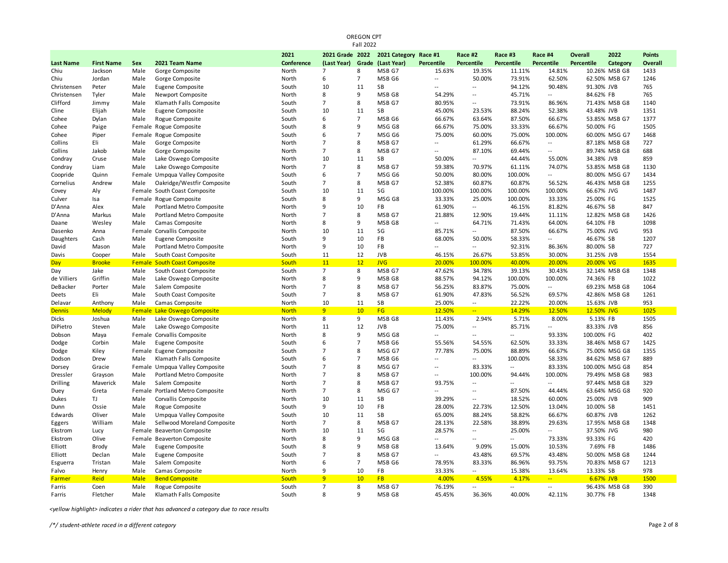# OREGON CPT

## Fall 2022

| Last Name | First Name | Sex | 2021 Team Name | 2021 Conference | 2021 Grade (Last Year) | 2022 Grade | 2021 Category (Last Year) | Race #1 Percentile | Race #2 Percentile | Race #3 Percentile | Race #4 Percentile | Overall Percentile | 2022 Category | Points Overall |
|---|---|---|---|---|---|---|---|---|---|---|---|---|---|---|
| Chiu | Jackson | Male | Gorge Composite | North | 7 | 8 | MSB G7 | 15.63% | 19.35% | 11.11% | 14.81% | 10.26% | MSB G8 | 1433 |
| Chiu | Jordan | Male | Gorge Composite | North | 6 | 7 | MSB G6 | -- | 50.00% | 73.91% | 62.50% | 62.50% | MSB G7 | 1246 |
| Christensen | Peter | Male | Eugene Composite | South | 10 | 11 | SB | -- | -- | 94.12% | 90.48% | 91.30% | JVB | 765 |
| Christensen | Tyler | Male | Newport Composite | North | 8 | 9 | MSB G8 | 54.29% | -- | 45.71% | -- | 84.62% | FB | 765 |
| Clifford | Jimmy | Male | Klamath Falls Composite | South | 7 | 8 | MSB G7 | 80.95% | -- | 73.91% | 86.96% | 71.43% | MSB G8 | 1140 |
| Cline | Elijah | Male | Eugene Composite | South | 10 | 11 | SB | 45.00% | 23.53% | 88.24% | 52.38% | 43.48% | JVB | 1351 |
| Cohee | Dylan | Male | Rogue Composite | South | 6 | 7 | MSB G6 | 66.67% | 63.64% | 87.50% | 66.67% | 53.85% | MSB G7 | 1377 |
| Cohee | Paige | Female | Rogue Composite | South | 8 | 9 | MSG G8 | 66.67% | 75.00% | 33.33% | 66.67% | 50.00% | FG | 1505 |
| Cohee | Piper | Female | Rogue Composite | South | 6 | 7 | MSG G6 | 75.00% | 60.00% | 75.00% | 100.00% | 60.00% | MSG G7 | 1468 |
| Collins | Eli | Male | Gorge Composite | North | 7 | 8 | MSB G7 | -- | 61.29% | 66.67% | -- | 87.18% | MSB G8 | 727 |
| Collins | Jakob | Male | Gorge Composite | North | 7 | 8 | MSB G7 | -- | 87.10% | 69.44% | -- | 89.74% | MSB G8 | 688 |
| Condray | Cruse | Male | Lake Oswego Composite | North | 10 | 11 | SB | 50.00% | -- | 44.44% | 55.00% | 34.38% | JVB | 859 |
| Condray | Liam | Male | Lake Oswego Composite | North | 7 | 8 | MSB G7 | 59.38% | 70.97% | 61.11% | 74.07% | 53.85% | MSB G8 | 1130 |
| Coopride | Quinn | Female | Umpqua Valley Composite | South | 6 | 7 | MSG G6 | 50.00% | 80.00% | 100.00% | -- | 80.00% | MSG G7 | 1434 |
| Cornelius | Andrew | Male | Oakridge/Westfir Composite | South | 7 | 8 | MSB G7 | 52.38% | 60.87% | 60.87% | 56.52% | 46.43% | MSB G8 | 1255 |
| Covey | Aly | Female | South Coast Composite | South | 10 | 11 | SG | 100.00% | 100.00% | 100.00% | 100.00% | 66.67% | JVG | 1487 |
| Culver | Isa | Female | Rogue Composite | South | 8 | 9 | MSG G8 | 33.33% | 25.00% | 100.00% | 33.33% | 25.00% | FG | 1525 |
| D'Anna | Alex | Male | Portland Metro Composite | North | 9 | 10 | FB | 61.90% | -- | 46.15% | 81.82% | 46.67% | SB | 847 |
| D'Anna | Markus | Male | Portland Metro Composite | North | 7 | 8 | MSB G7 | 21.88% | 12.90% | 19.44% | 11.11% | 12.82% | MSB G8 | 1426 |
| Daane | Wesley | Male | Camas Composite | North | 8 | 9 | MSB G8 | -- | 64.71% | 71.43% | 64.00% | 64.10% | FB | 1098 |
| Dasenko | Anna | Female | Corvallis Composite | North | 10 | 11 | SG | 85.71% | -- | 87.50% | 66.67% | 75.00% | JVG | 953 |
| Daughters | Cash | Male | Eugene Composite | South | 9 | 10 | FB | 68.00% | 50.00% | 58.33% | -- | 46.67% | SB | 1207 |
| David | Mason | Male | Portland Metro Composite | North | 9 | 10 | FB | -- | -- | 92.31% | 86.36% | 80.00% | SB | 727 |
| Davis | Cooper | Male | South Coast Composite | South | 11 | 12 | JVB | 46.15% | 26.67% | 53.85% | 30.00% | 31.25% | JVB | 1554 |
| Day | Brooke | Female | South Coast Composite | South | 11 | 12 | JVG | 20.00% | 100.00% | 40.00% | 20.00% | 20.00% | VG | 1635 |
| Day | Jake | Male | South Coast Composite | South | 7 | 8 | MSB G7 | 47.62% | 34.78% | 39.13% | 30.43% | 32.14% | MSB G8 | 1348 |
| de Villiers | Griffin | Male | Lake Oswego Composite | North | 8 | 9 | MSB G8 | 88.57% | 94.12% | 100.00% | 100.00% | 74.36% | FB | 1022 |
| DeBacker | Porter | Male | Salem Composite | North | 7 | 8 | MSB G7 | 56.25% | 83.87% | 75.00% | -- | 69.23% | MSB G8 | 1064 |
| Deets | Eli | Male | South Coast Composite | South | 7 | 8 | MSB G7 | 61.90% | 47.83% | 56.52% | 69.57% | 42.86% | MSB G8 | 1261 |
| Delavar | Anthony | Male | Camas Composite | North | 10 | 11 | SB | 25.00% | -- | 22.22% | 20.00% | 15.63% | JVB | 953 |
| Dennis | Melody | Female | Lake Oswego Composite | North | 9 | 10 | FG | 12.50% | -- | 14.29% | 12.50% | 12.50% | JVG | 1025 |
| Dicks | Joshua | Male | Lake Oswego Composite | North | 8 | 9 | MSB G8 | 11.43% | 2.94% | 5.71% | 8.00% | 5.13% | FB | 1505 |
| DiPietro | Steven | Male | Lake Oswego Composite | North | 11 | 12 | JVB | 75.00% | -- | 85.71% | -- | 83.33% | JVB | 856 |
| Dobson | Maya | Female | Corvallis Composite | North | 8 | 9 | MSG G8 | -- | -- | -- | 93.33% | 100.00% | FG | 402 |
| Dodge | Corbin | Male | Eugene Composite | South | 6 | 7 | MSB G6 | 55.56% | 54.55% | 62.50% | 33.33% | 38.46% | MSB G7 | 1425 |
| Dodge | Kiley | Female | Eugene Composite | South | 7 | 8 | MSG G7 | 77.78% | 75.00% | 88.89% | 66.67% | 75.00% | MSG G8 | 1355 |
| Dodson | Drew | Male | Klamath Falls Composite | South | 6 | 7 | MSB G6 | -- | -- | 100.00% | 58.33% | 84.62% | MSB G7 | 889 |
| Dorsey | Gracie | Female | Umpqua Valley Composite | South | 7 | 8 | MSG G7 | -- | 83.33% | -- | 83.33% | 100.00% | MSG G8 | 854 |
| Dressler | Grayson | Male | Portland Metro Composite | North | 7 | 8 | MSB G7 | -- | 100.00% | 94.44% | 100.00% | 79.49% | MSB G8 | 983 |
| Drilling | Maverick | Male | Salem Composite | North | 7 | 8 | MSB G7 | 93.75% | -- | -- | -- | 97.44% | MSB G8 | 329 |
| Duey | Greta | Female | Portland Metro Composite | North | 7 | 8 | MSG G7 | -- | -- | 87.50% | 44.44% | 63.64% | MSG G8 | 920 |
| Dukes | TJ | Male | Corvallis Composite | North | 10 | 11 | SB | 39.29% | -- | 18.52% | 60.00% | 25.00% | JVB | 909 |
| Dunn | Ossie | Male | Rogue Composite | South | 9 | 10 | FB | 28.00% | 22.73% | 12.50% | 13.04% | 10.00% | SB | 1451 |
| Edwards | Oliver | Male | Umpqua Valley Composite | South | 10 | 11 | SB | 65.00% | 88.24% | 58.82% | 66.67% | 60.87% | JVB | 1262 |
| Eggers | William | Male | Sellwood Moreland Composite | North | 7 | 8 | MSB G7 | 28.13% | 22.58% | 38.89% | 29.63% | 17.95% | MSB G8 | 1348 |
| Ekstrom | Lucy | Female | Beaverton Composite | North | 10 | 11 | SG | 28.57% | -- | 25.00% | -- | 37.50% | JVG | 980 |
| Ekstrom | Olive | Female | Beaverton Composite | North | 8 | 9 | MSG G8 | -- | -- | -- | 73.33% | 93.33% | FG | 420 |
| Elliott | Brody | Male | Eugene Composite | South | 8 | 9 | MSB G8 | 13.64% | 9.09% | 15.00% | 10.53% | 7.69% | FB | 1486 |
| Elliott | Declan | Male | Eugene Composite | South | 7 | 8 | MSB G7 | -- | 43.48% | 69.57% | 43.48% | 50.00% | MSB G8 | 1244 |
| Esguerra | Tristan | Male | Salem Composite | North | 6 | 7 | MSB G6 | 78.95% | 83.33% | 86.96% | 93.75% | 70.83% | MSB G7 | 1213 |
| Falvo | Henry | Male | Camas Composite | North | 9 | 10 | FB | 33.33% | -- | 15.38% | 13.64% | 13.33% | SB | 978 |
| Farmer | Reid | Male | Bend Composite | South | 9 | 10 | FB | 4.00% | 4.55% | 4.17% | -- | 6.67% | JVB | 1500 |
| Farris | Coen | Male | Rogue Composite | South | 7 | 8 | MSB G7 | 76.19% | -- | -- | -- | 96.43% | MSB G8 | 390 |
| Farris | Fletcher | Male | Klamath Falls Composite | South | 8 | 9 | MSB G8 | 45.45% | 36.36% | 40.00% | 42.11% | 30.77% | FB | 1348 |

*<yellow highlight> indicates a rider that has advanced a category due to race results*

*/*/ student-athlete raced in a different category*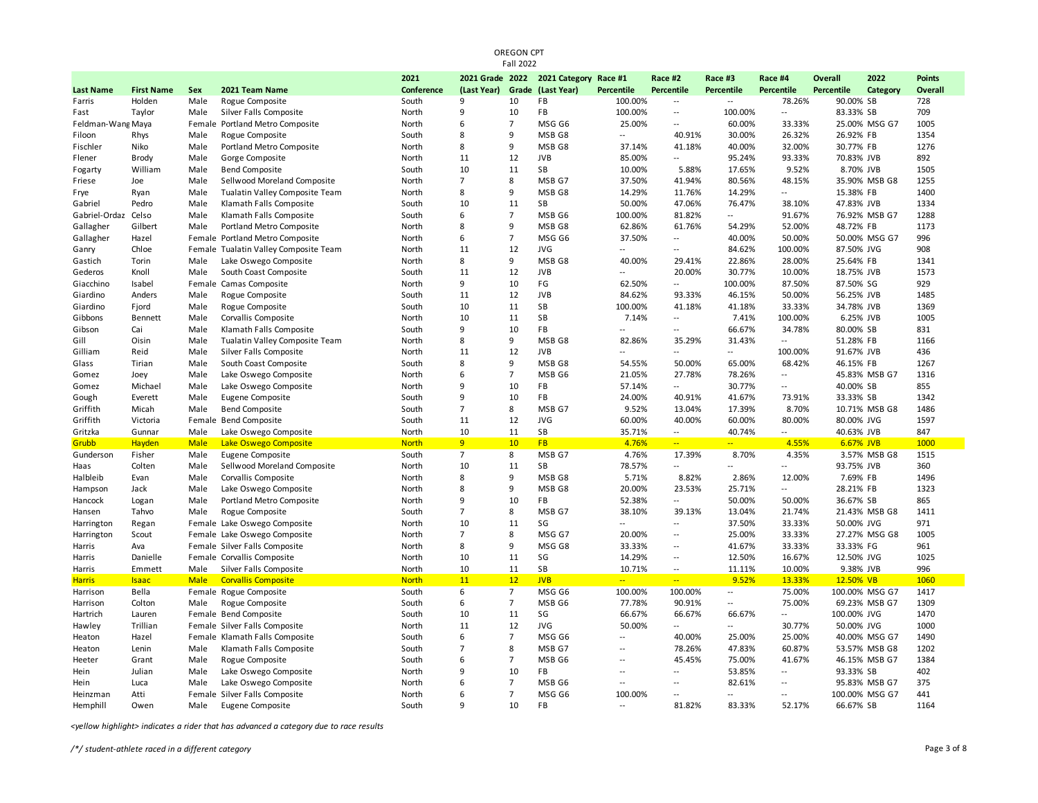OREGON CPT
Fall 2022

| Last Name | First Name | Sex | 2021 Team Name | 2021 Conference | 2021 Grade (Last Year) | 2022 Grade | 2021 Category (Last Year) | Race #1 Percentile | Race #2 Percentile | Race #3 Percentile | Race #4 Percentile | Overall Percentile | 2022 Category | Points Overall |
|---|---|---|---|---|---|---|---|---|---|---|---|---|---|---|
| Farris | Holden | Male | Rogue Composite | South | 9 | 10 | FB | 100.00% | -- | -- | 78.26% | 90.00% | SB | 728 |
| Fast | Taylor | Male | Silver Falls Composite | North | 9 | 10 | FB | 100.00% | -- | 100.00% | -- | 83.33% | SB | 709 |
| Feldman-Wang | Maya | Female | Portland Metro Composite | North | 6 | 7 | MSG G6 | 25.00% | -- | 60.00% | 33.33% | 25.00% | MSG G7 | 1005 |
| Filoon | Rhys | Male | Rogue Composite | South | 8 | 9 | MSB G8 | -- | 40.91% | 30.00% | 26.32% | 26.92% | FB | 1354 |
| Fischler | Niko | Male | Portland Metro Composite | North | 8 | 9 | MSB G8 | 37.14% | 41.18% | 40.00% | 32.00% | 30.77% | FB | 1276 |
| Flener | Brody | Male | Gorge Composite | North | 11 | 12 | JVB | 85.00% | -- | 95.24% | 93.33% | 70.83% | JVB | 892 |
| Fogarty | William | Male | Bend Composite | South | 10 | 11 | SB | 10.00% | 5.88% | 17.65% | 9.52% | 8.70% | JVB | 1505 |
| Friese | Joe | Male | Sellwood Moreland Composite | North | 7 | 8 | MSB G7 | 37.50% | 41.94% | 80.56% | 48.15% | 35.90% | MSB G8 | 1255 |
| Frye | Ryan | Male | Tualatin Valley Composite Team | North | 8 | 9 | MSB G8 | 14.29% | 11.76% | 14.29% | -- | 15.38% | FB | 1400 |
| Gabriel | Pedro | Male | Klamath Falls Composite | South | 10 | 11 | SB | 50.00% | 47.06% | 76.47% | 38.10% | 47.83% | JVB | 1334 |
| Gabriel-Ordaz | Celso | Male | Klamath Falls Composite | South | 6 | 7 | MSB G6 | 100.00% | 81.82% | -- | 91.67% | 76.92% | MSB G7 | 1288 |
| Gallagher | Gilbert | Male | Portland Metro Composite | North | 8 | 9 | MSB G8 | 62.86% | 61.76% | 54.29% | 52.00% | 48.72% | FB | 1173 |
| Gallagher | Hazel | Female | Portland Metro Composite | North | 6 | 7 | MSG G6 | 37.50% | -- | 40.00% | 50.00% | 50.00% | MSG G7 | 996 |
| Ganry | Chloe | Female | Tualatin Valley Composite Team | North | 11 | 12 | JVG | -- | -- | 84.62% | 100.00% | 87.50% | JVG | 908 |
| Gastich | Torin | Male | Lake Oswego Composite | North | 8 | 9 | MSB G8 | 40.00% | 29.41% | 22.86% | 28.00% | 25.64% | FB | 1341 |
| Gederos | Knoll | Male | South Coast Composite | South | 11 | 12 | JVB | -- | 20.00% | 30.77% | 10.00% | 18.75% | JVB | 1573 |
| Giacchino | Isabel | Female | Camas Composite | North | 9 | 10 | FG | 62.50% | -- | 100.00% | 87.50% | 87.50% | SG | 929 |
| Giardino | Anders | Male | Rogue Composite | South | 11 | 12 | JVB | 84.62% | 93.33% | 46.15% | 50.00% | 56.25% | JVB | 1485 |
| Giardino | Fjord | Male | Rogue Composite | South | 10 | 11 | SB | 100.00% | 41.18% | 41.18% | 33.33% | 34.78% | JVB | 1369 |
| Gibbons | Bennett | Male | Corvallis Composite | North | 10 | 11 | SB | 7.14% | -- | 7.41% | 100.00% | 6.25% | JVB | 1005 |
| Gibson | Cai | Male | Klamath Falls Composite | South | 9 | 10 | FB | -- | -- | 66.67% | 34.78% | 80.00% | SB | 831 |
| Gill | Oisin | Male | Tualatin Valley Composite Team | North | 8 | 9 | MSB G8 | 82.86% | 35.29% | 31.43% | -- | 51.28% | FB | 1166 |
| Gilliam | Reid | Male | Silver Falls Composite | North | 11 | 12 | JVB | -- | -- | -- | 100.00% | 91.67% | JVB | 436 |
| Glass | Tirian | Male | South Coast Composite | South | 8 | 9 | MSB G8 | 54.55% | 50.00% | 65.00% | 68.42% | 46.15% | FB | 1267 |
| Gomez | Joey | Male | Lake Oswego Composite | North | 6 | 7 | MSB G6 | 21.05% | 27.78% | 78.26% | -- | 45.83% | MSB G7 | 1316 |
| Gomez | Michael | Male | Lake Oswego Composite | North | 9 | 10 | FB | 57.14% | -- | 30.77% | -- | 40.00% | SB | 855 |
| Gough | Everett | Male | Eugene Composite | South | 9 | 10 | FB | 24.00% | 40.91% | 41.67% | 73.91% | 33.33% | SB | 1342 |
| Griffith | Micah | Male | Bend Composite | South | 7 | 8 | MSB G7 | 9.52% | 13.04% | 17.39% | 8.70% | 10.71% | MSB G8 | 1486 |
| Griffith | Victoria | Female | Bend Composite | South | 11 | 12 | JVG | 60.00% | 40.00% | 60.00% | 80.00% | 80.00% | JVG | 1597 |
| Gritzka | Gunnar | Male | Lake Oswego Composite | North | 10 | 11 | SB | 35.71% | -- | 40.74% | -- | 40.63% | JVB | 847 |
| Grubb | Hayden | Male | Lake Oswego Composite | North | 9 | 10 | FB | 4.76% | -- | -- | 4.55% | 6.67% | JVB | 1000 |
| Gunderson | Fisher | Male | Eugene Composite | South | 7 | 8 | MSB G7 | 4.76% | 17.39% | 8.70% | 4.35% | 3.57% | MSB G8 | 1515 |
| Haas | Colten | Male | Sellwood Moreland Composite | North | 10 | 11 | SB | 78.57% | -- | -- | -- | 93.75% | JVB | 360 |
| Halbleib | Evan | Male | Corvallis Composite | North | 8 | 9 | MSB G8 | 5.71% | 8.82% | 2.86% | 12.00% | 7.69% | FB | 1496 |
| Hampson | Jack | Male | Lake Oswego Composite | North | 8 | 9 | MSB G8 | 20.00% | 23.53% | 25.71% | -- | 28.21% | FB | 1323 |
| Hancock | Logan | Male | Portland Metro Composite | North | 9 | 10 | FB | 52.38% | -- | 50.00% | 50.00% | 36.67% | SB | 865 |
| Hansen | Tahvo | Male | Rogue Composite | South | 7 | 8 | MSB G7 | 38.10% | 39.13% | 13.04% | 21.74% | 21.43% | MSB G8 | 1411 |
| Harrington | Regan | Female | Lake Oswego Composite | North | 10 | 11 | SG | -- | -- | 37.50% | 33.33% | 50.00% | JVG | 971 |
| Harrington | Scout | Female | Lake Oswego Composite | North | 7 | 8 | MSG G7 | 20.00% | -- | 25.00% | 33.33% | 27.27% | MSG G8 | 1005 |
| Harris | Ava | Female | Silver Falls Composite | North | 8 | 9 | MSG G8 | 33.33% | -- | 41.67% | 33.33% | 33.33% | FG | 961 |
| Harris | Danielle | Female | Corvallis Composite | North | 10 | 11 | SG | 14.29% | -- | 12.50% | 16.67% | 12.50% | JVG | 1025 |
| Harris | Emmett | Male | Silver Falls Composite | North | 10 | 11 | SB | 10.71% | -- | 11.11% | 10.00% | 9.38% | JVB | 996 |
| Harris | Isaac | Male | Corvallis Composite | North | 11 | 12 | JVB | -- | -- | 9.52% | 13.33% | 12.50% | VB | 1060 |
| Harrison | Bella | Female | Rogue Composite | South | 6 | 7 | MSG G6 | 100.00% | 100.00% | -- | 75.00% | 100.00% | MSG G7 | 1417 |
| Harrison | Colton | Male | Rogue Composite | South | 6 | 7 | MSB G6 | 77.78% | 90.91% | -- | 75.00% | 69.23% | MSB G7 | 1309 |
| Hartrich | Lauren | Female | Bend Composite | South | 10 | 11 | SG | 66.67% | 66.67% | 66.67% | -- | 100.00% | JVG | 1470 |
| Hawley | Trillian | Female | Silver Falls Composite | North | 11 | 12 | JVG | 50.00% | -- | -- | 30.77% | 50.00% | JVG | 1000 |
| Heaton | Hazel | Female | Klamath Falls Composite | South | 6 | 7 | MSG G6 | -- | 40.00% | 25.00% | 25.00% | 40.00% | MSG G7 | 1490 |
| Heaton | Lenin | Male | Klamath Falls Composite | South | 7 | 8 | MSB G7 | -- | 78.26% | 47.83% | 60.87% | 53.57% | MSB G8 | 1202 |
| Heeter | Grant | Male | Rogue Composite | South | 6 | 7 | MSB G6 | -- | 45.45% | 75.00% | 41.67% | 46.15% | MSB G7 | 1384 |
| Hein | Julian | Male | Lake Oswego Composite | North | 9 | 10 | FB | -- | -- | 53.85% | -- | 93.33% | SB | 402 |
| Hein | Luca | Male | Lake Oswego Composite | North | 6 | 7 | MSB G6 | -- | -- | 82.61% | -- | 95.83% | MSB G7 | 375 |
| Heinzman | Atti | Female | Silver Falls Composite | North | 6 | 7 | MSG G6 | 100.00% | -- | -- | -- | 100.00% | MSG G7 | 441 |
| Hemphill | Owen | Male | Eugene Composite | South | 9 | 10 | FB | -- | 81.82% | 83.33% | 52.17% | 66.67% | SB | 1164 |

*<yellow highlight> indicates a rider that has advanced a category due to race results*

*/*/ student-athlete raced in a different category*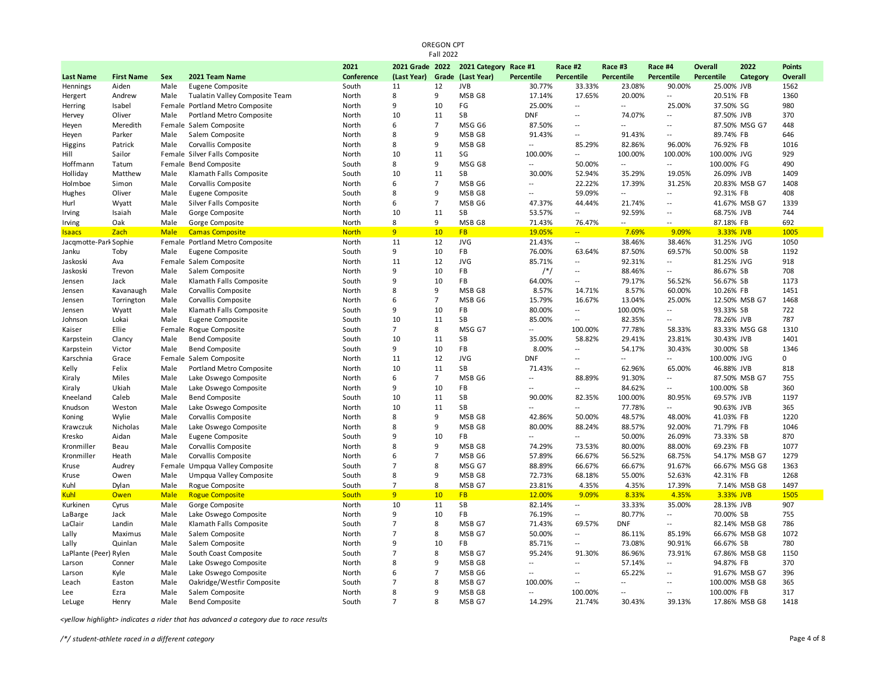# OREGON CPT

## Fall 2022

| Last Name | First Name | Sex | 2021 Team Name | 2021 Conference | 2021 Grade (Last Year) | 2022 Grade | 2021 Category (Last Year) | Race #1 Percentile | Race #2 Percentile | Race #3 Percentile | Race #4 Percentile | Overall Percentile | 2022 Category | Points Overall |
|---|---|---|---|---|---|---|---|---|---|---|---|---|---|---|
| Hennings | Aiden | Male | Eugene Composite | South | 11 | 12 | JVB | 30.77% | 33.33% | 23.08% | 90.00% | 25.00% | JVB | 1562 |
| Hergert | Andrew | Male | Tualatin Valley Composite Team | North | 8 | 9 | MSB G8 | 17.14% | 17.65% | 20.00% | -- | 20.51% | FB | 1360 |
| Herring | Isabel | Female | Portland Metro Composite | North | 9 | 10 | FG | 25.00% | -- | -- | 25.00% | 37.50% | SG | 980 |
| Hervey | Oliver | Male | Portland Metro Composite | North | 10 | 11 | SB | DNF | -- | 74.07% | -- | 87.50% | JVB | 370 |
| Heyen | Meredith | Female | Salem Composite | North | 6 | 7 | MSG G6 | 87.50% | -- | -- | -- | 87.50% | MSG G7 | 448 |
| Heyen | Parker | Male | Salem Composite | North | 8 | 9 | MSB G8 | 91.43% | -- | 91.43% | -- | 89.74% | FB | 646 |
| Higgins | Patrick | Male | Corvallis Composite | North | 8 | 9 | MSB G8 | -- | 85.29% | 82.86% | 96.00% | 76.92% | FB | 1016 |
| Hill | Sailor | Female | Silver Falls Composite | North | 10 | 11 | SG | 100.00% | -- | 100.00% | 100.00% | 100.00% | JVG | 929 |
| Hoffmann | Tatum | Female | Bend Composite | South | 8 | 9 | MSG G8 | -- | 50.00% | -- | -- | 100.00% | FG | 490 |
| Holliday | Matthew | Male | Klamath Falls Composite | South | 10 | 11 | SB | 30.00% | 52.94% | 35.29% | 19.05% | 26.09% | JVB | 1409 |
| Holmboe | Simon | Male | Corvallis Composite | North | 6 | 7 | MSB G6 | -- | 22.22% | 17.39% | 31.25% | 20.83% | MSB G7 | 1408 |
| Hughes | Oliver | Male | Eugene Composite | South | 8 | 9 | MSB G8 | -- | 59.09% | -- | -- | 92.31% | FB | 408 |
| Hurl | Wyatt | Male | Silver Falls Composite | North | 6 | 7 | MSB G6 | 47.37% | 44.44% | 21.74% | -- | 41.67% | MSB G7 | 1339 |
| Irving | Isaiah | Male | Gorge Composite | North | 10 | 11 | SB | 53.57% | -- | 92.59% | -- | 68.75% | JVB | 744 |
| Irving | Oak | Male | Gorge Composite | North | 8 | 9 | MSB G8 | 71.43% | 76.47% | -- | -- | 87.18% | FB | 692 |
| Isaacs | Zach | Male | Camas Composite | North | 9 | 10 | FB | 19.05% | -- | 7.69% | 9.09% | 3.33% | JVB | 1005 |
| Jacqmotte-Park | Sophie | Female | Portland Metro Composite | North | 11 | 12 | JVG | 21.43% | -- | 38.46% | 38.46% | 31.25% | JVG | 1050 |
| Janku | Toby | Male | Eugene Composite | South | 9 | 10 | FB | 76.00% | 63.64% | 87.50% | 69.57% | 50.00% | SB | 1192 |
| Jaskoski | Ava | Female | Salem Composite | North | 11 | 12 | JVG | 85.71% | -- | 92.31% | -- | 81.25% | JVG | 918 |
| Jaskoski | Trevon | Male | Salem Composite | North | 9 | 10 | FB | /*/ | -- | 88.46% | -- | 86.67% | SB | 708 |
| Jensen | Jack | Male | Klamath Falls Composite | South | 9 | 10 | FB | 64.00% | -- | 79.17% | 56.52% | 56.67% | SB | 1173 |
| Jensen | Kavanaugh | Male | Corvallis Composite | North | 8 | 9 | MSB G8 | 8.57% | 14.71% | 8.57% | 60.00% | 10.26% | FB | 1451 |
| Jensen | Torrington | Male | Corvallis Composite | North | 6 | 7 | MSB G6 | 15.79% | 16.67% | 13.04% | 25.00% | 12.50% | MSB G7 | 1468 |
| Jensen | Wyatt | Male | Klamath Falls Composite | South | 9 | 10 | FB | 80.00% | -- | 100.00% | -- | 93.33% | SB | 722 |
| Johnson | Lokai | Male | Eugene Composite | South | 10 | 11 | SB | 85.00% | -- | 82.35% | -- | 78.26% | JVB | 787 |
| Kaiser | Ellie | Female | Rogue Composite | South | 7 | 8 | MSG G7 | -- | 100.00% | 77.78% | 58.33% | 83.33% | MSG G8 | 1310 |
| Karpstein | Clancy | Male | Bend Composite | South | 10 | 11 | SB | 35.00% | 58.82% | 29.41% | 23.81% | 30.43% | JVB | 1401 |
| Karpstein | Victor | Male | Bend Composite | South | 9 | 10 | FB | 8.00% | -- | 54.17% | 30.43% | 30.00% | SB | 1346 |
| Karschnia | Grace | Female | Salem Composite | North | 11 | 12 | JVG | DNF | -- | -- | -- | 100.00% | JVG | 0 |
| Kelly | Felix | Male | Portland Metro Composite | North | 10 | 11 | SB | 71.43% | -- | 62.96% | 65.00% | 46.88% | JVB | 818 |
| Kiraly | Miles | Male | Lake Oswego Composite | North | 6 | 7 | MSB G6 | -- | 88.89% | 91.30% | -- | 87.50% | MSB G7 | 755 |
| Kiraly | Ukiah | Male | Lake Oswego Composite | North | 9 | 10 | FB | -- | -- | 84.62% | -- | 100.00% | SB | 360 |
| Kneeland | Caleb | Male | Bend Composite | South | 10 | 11 | SB | 90.00% | 82.35% | 100.00% | 80.95% | 69.57% | JVB | 1197 |
| Knudson | Weston | Male | Lake Oswego Composite | North | 10 | 11 | SB | -- | -- | 77.78% | -- | 90.63% | JVB | 365 |
| Koning | Wylie | Male | Corvallis Composite | North | 8 | 9 | MSB G8 | 42.86% | 50.00% | 48.57% | 48.00% | 41.03% | FB | 1220 |
| Krawczuk | Nicholas | Male | Lake Oswego Composite | North | 8 | 9 | MSB G8 | 80.00% | 88.24% | 88.57% | 92.00% | 71.79% | FB | 1046 |
| Kresko | Aidan | Male | Eugene Composite | South | 9 | 10 | FB | -- | -- | 50.00% | 26.09% | 73.33% | SB | 870 |
| Kronmiller | Beau | Male | Corvallis Composite | North | 8 | 9 | MSB G8 | 74.29% | 73.53% | 80.00% | 88.00% | 69.23% | FB | 1077 |
| Kronmiller | Heath | Male | Corvallis Composite | North | 6 | 7 | MSB G6 | 57.89% | 66.67% | 56.52% | 68.75% | 54.17% | MSB G7 | 1279 |
| Kruse | Audrey | Female | Umpqua Valley Composite | South | 7 | 8 | MSG G7 | 88.89% | 66.67% | 66.67% | 91.67% | 66.67% | MSG G8 | 1363 |
| Kruse | Owen | Male | Umpqua Valley Composite | South | 8 | 9 | MSB G8 | 72.73% | 68.18% | 55.00% | 52.63% | 42.31% | FB | 1268 |
| Kuhl | Dylan | Male | Rogue Composite | South | 7 | 8 | MSB G7 | 23.81% | 4.35% | 4.35% | 17.39% | 7.14% | MSB G8 | 1497 |
| Kuhl | Owen | Male | Rogue Composite | South | 9 | 10 | FB | 12.00% | 9.09% | 8.33% | 4.35% | 3.33% | JVB | 1505 |
| Kurkinen | Cyrus | Male | Gorge Composite | North | 10 | 11 | SB | 82.14% | -- | 33.33% | 35.00% | 28.13% | JVB | 907 |
| LaBarge | Jack | Male | Lake Oswego Composite | North | 9 | 10 | FB | 76.19% | -- | 80.77% | -- | 70.00% | SB | 755 |
| LaClair | Landin | Male | Klamath Falls Composite | South | 7 | 8 | MSB G7 | 71.43% | 69.57% | DNF | -- | 82.14% | MSB G8 | 786 |
| Lally | Maximus | Male | Salem Composite | North | 7 | 8 | MSB G7 | 50.00% | -- | 86.11% | 85.19% | 66.67% | MSB G8 | 1072 |
| Lally | Quinlan | Male | Salem Composite | North | 9 | 10 | FB | 85.71% | -- | 73.08% | 90.91% | 66.67% | SB | 780 |
| LaPlante (Peer) | Rylen | Male | South Coast Composite | South | 7 | 8 | MSB G7 | 95.24% | 91.30% | 86.96% | 73.91% | 67.86% | MSB G8 | 1150 |
| Larson | Conner | Male | Lake Oswego Composite | North | 8 | 9 | MSB G8 | -- | -- | 57.14% | -- | 94.87% | FB | 370 |
| Larson | Kyle | Male | Lake Oswego Composite | North | 6 | 7 | MSB G6 | -- | -- | 65.22% | -- | 91.67% | MSB G7 | 396 |
| Leach | Easton | Male | Oakridge/Westfir Composite | South | 7 | 8 | MSB G7 | 100.00% | -- | -- | -- | 100.00% | MSB G8 | 365 |
| Lee | Ezra | Male | Salem Composite | North | 8 | 9 | MSB G8 | -- | 100.00% | -- | -- | 100.00% | FB | 317 |
| LeLuge | Henry | Male | Bend Composite | South | 7 | 8 | MSB G7 | 14.29% | 21.74% | 30.43% | 39.13% | 17.86% | MSB G8 | 1418 |

*<yellow highlight> indicates a rider that has advanced a category due to race results*

*/*/ student-athlete raced in a different category*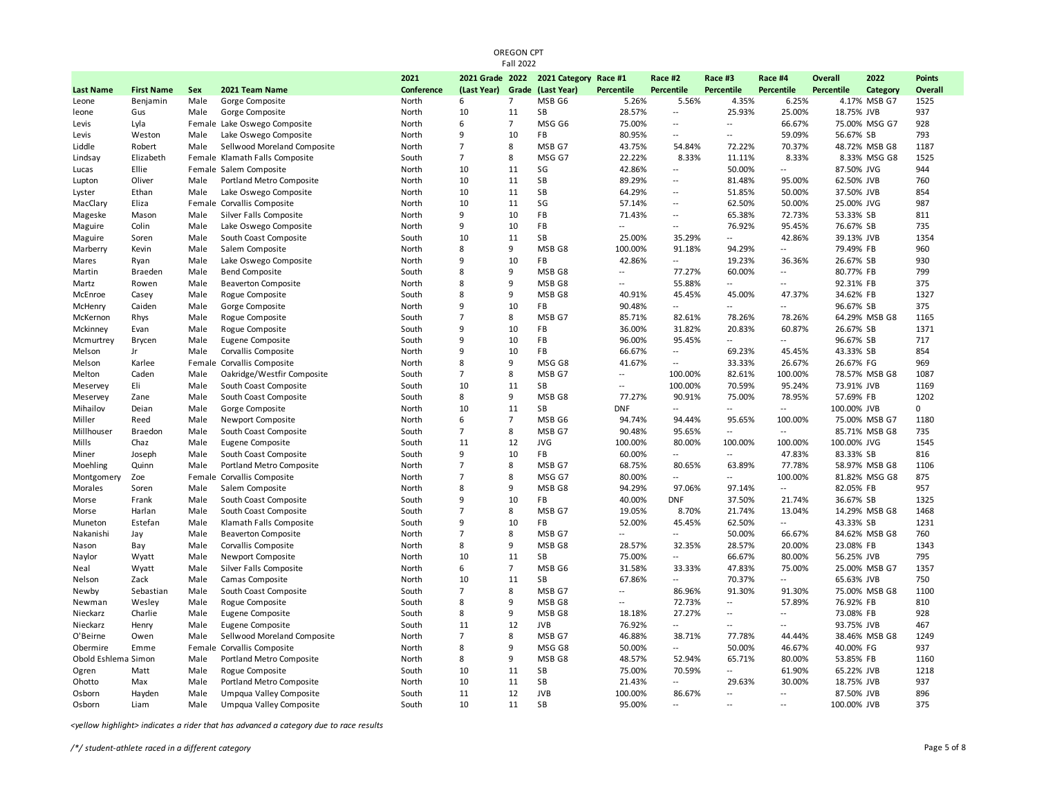OREGON CPT
Fall 2022

| Last Name | First Name | Sex | 2021 Team Name | 2021 Conference | 2021 Grade (Last Year) | 2022 Grade | 2021 Category (Last Year) | Race #1 Percentile | Race #2 Percentile | Race #3 Percentile | Race #4 Percentile | Overall Percentile | 2022 Category | Points Overall |
|---|---|---|---|---|---|---|---|---|---|---|---|---|---|---|
| Leone | Benjamin | Male | Gorge Composite | North | 6 | 7 | MSB G6 | 5.26% | 5.56% | 4.35% | 6.25% | 4.17% | MSB G7 | 1525 |
| leone | Gus | Male | Gorge Composite | North | 10 | 11 | SB | 28.57% | -- | 25.93% | 25.00% | 18.75% | JVB | 937 |
| Levis | Lyla | Female | Lake Oswego Composite | North | 6 | 7 | MSG G6 | 75.00% | -- | -- | 66.67% | 75.00% | MSG G7 | 928 |
| Levis | Weston | Male | Lake Oswego Composite | North | 9 | 10 | FB | 80.95% | -- | -- | 59.09% | 56.67% | SB | 793 |
| Liddle | Robert | Male | Sellwood Moreland Composite | North | 7 | 8 | MSB G7 | 43.75% | 54.84% | 72.22% | 70.37% | 48.72% | MSB G8 | 1187 |
| Lindsay | Elizabeth | Female | Klamath Falls Composite | South | 7 | 8 | MSG G7 | 22.22% | 8.33% | 11.11% | 8.33% | 8.33% | MSG G8 | 1525 |
| Lucas | Ellie | Female | Salem Composite | North | 10 | 11 | SG | 42.86% | -- | 50.00% | -- | 87.50% | JVG | 944 |
| Lupton | Oliver | Male | Portland Metro Composite | North | 10 | 11 | SB | 89.29% | -- | 81.48% | 95.00% | 62.50% | JVB | 760 |
| Lyster | Ethan | Male | Lake Oswego Composite | North | 10 | 11 | SB | 64.29% | -- | 51.85% | 50.00% | 37.50% | JVB | 854 |
| MacClary | Eliza | Female | Corvallis Composite | North | 10 | 11 | SG | 57.14% | -- | 62.50% | 50.00% | 25.00% | JVG | 987 |
| Mageske | Mason | Male | Silver Falls Composite | North | 9 | 10 | FB | 71.43% | -- | 65.38% | 72.73% | 53.33% | SB | 811 |
| Maguire | Colin | Male | Lake Oswego Composite | North | 9 | 10 | FB | -- | -- | 76.92% | 95.45% | 76.67% | SB | 735 |
| Maguire | Soren | Male | South Coast Composite | South | 10 | 11 | SB | 25.00% | 35.29% | -- | 42.86% | 39.13% | JVB | 1354 |
| Marberry | Kevin | Male | Salem Composite | North | 8 | 9 | MSB G8 | 100.00% | 91.18% | 94.29% | -- | 79.49% | FB | 960 |
| Mares | Ryan | Male | Lake Oswego Composite | North | 9 | 10 | FB | 42.86% | -- | 19.23% | 36.36% | 26.67% | SB | 930 |
| Martin | Braeden | Male | Bend Composite | South | 8 | 9 | MSB G8 | -- | 77.27% | 60.00% | -- | 80.77% | FB | 799 |
| Martz | Rowen | Male | Beaverton Composite | North | 8 | 9 | MSB G8 | -- | 55.88% | -- | -- | 92.31% | FB | 375 |
| McEnroe | Casey | Male | Rogue Composite | South | 8 | 9 | MSB G8 | 40.91% | 45.45% | 45.00% | 47.37% | 34.62% | FB | 1327 |
| McHenry | Caiden | Male | Gorge Composite | North | 9 | 10 | FB | 90.48% | -- | -- | -- | 96.67% | SB | 375 |
| McKernon | Rhys | Male | Rogue Composite | South | 7 | 8 | MSB G7 | 85.71% | 82.61% | 78.26% | 78.26% | 64.29% | MSB G8 | 1165 |
| Mckinney | Evan | Male | Rogue Composite | South | 9 | 10 | FB | 36.00% | 31.82% | 20.83% | 60.87% | 26.67% | SB | 1371 |
| Mcmurtrey | Brycen | Male | Eugene Composite | South | 9 | 10 | FB | 96.00% | 95.45% | -- | -- | 96.67% | SB | 717 |
| Melson | Jr | Male | Corvallis Composite | North | 9 | 10 | FB | 66.67% | -- | 69.23% | 45.45% | 43.33% | SB | 854 |
| Melson | Karlee | Female | Corvallis Composite | North | 8 | 9 | MSG G8 | 41.67% | -- | 33.33% | 26.67% | 26.67% | FG | 969 |
| Melton | Caden | Male | Oakridge/Westfir Composite | South | 7 | 8 | MSB G7 | -- | 100.00% | 82.61% | 100.00% | 78.57% | MSB G8 | 1087 |
| Meservey | Eli | Male | South Coast Composite | South | 10 | 11 | SB | -- | 100.00% | 70.59% | 95.24% | 73.91% | JVB | 1169 |
| Meservey | Zane | Male | South Coast Composite | South | 8 | 9 | MSB G8 | 77.27% | 90.91% | 75.00% | 78.95% | 57.69% | FB | 1202 |
| Mihailov | Deian | Male | Gorge Composite | North | 10 | 11 | SB | DNF | -- | -- | -- | 100.00% | JVB | 0 |
| Miller | Reed | Male | Newport Composite | North | 6 | 7 | MSB G6 | 94.74% | 94.44% | 95.65% | 100.00% | 75.00% | MSB G7 | 1180 |
| Millhouser | Braedon | Male | South Coast Composite | South | 7 | 8 | MSB G7 | 90.48% | 95.65% | -- | -- | 85.71% | MSB G8 | 735 |
| Mills | Chaz | Male | Eugene Composite | South | 11 | 12 | JVG | 100.00% | 80.00% | 100.00% | 100.00% | 100.00% | JVG | 1545 |
| Miner | Joseph | Male | South Coast Composite | South | 9 | 10 | FB | 60.00% | -- | -- | 47.83% | 83.33% | SB | 816 |
| Moehling | Quinn | Male | Portland Metro Composite | North | 7 | 8 | MSB G7 | 68.75% | 80.65% | 63.89% | 77.78% | 58.97% | MSB G8 | 1106 |
| Montgomery | Zoe | Female | Corvallis Composite | North | 7 | 8 | MSG G7 | 80.00% | -- | -- | 100.00% | 81.82% | MSG G8 | 875 |
| Morales | Soren | Male | Salem Composite | North | 8 | 9 | MSB G8 | 94.29% | 97.06% | 97.14% | -- | 82.05% | FB | 957 |
| Morse | Frank | Male | South Coast Composite | South | 9 | 10 | FB | 40.00% | DNF | 37.50% | 21.74% | 36.67% | SB | 1325 |
| Morse | Harlan | Male | South Coast Composite | South | 7 | 8 | MSB G7 | 19.05% | 8.70% | 21.74% | 13.04% | 14.29% | MSB G8 | 1468 |
| Muneton | Estefan | Male | Klamath Falls Composite | South | 9 | 10 | FB | 52.00% | 45.45% | 62.50% | -- | 43.33% | SB | 1231 |
| Nakanishi | Jay | Male | Beaverton Composite | North | 7 | 8 | MSB G7 | -- | -- | 50.00% | 66.67% | 84.62% | MSB G8 | 760 |
| Nason | Bay | Male | Corvallis Composite | North | 8 | 9 | MSB G8 | 28.57% | 32.35% | 28.57% | 20.00% | 23.08% | FB | 1343 |
| Naylor | Wyatt | Male | Newport Composite | North | 10 | 11 | SB | 75.00% | -- | 66.67% | 80.00% | 56.25% | JVB | 795 |
| Neal | Wyatt | Male | Silver Falls Composite | North | 6 | 7 | MSB G6 | 31.58% | 33.33% | 47.83% | 75.00% | 25.00% | MSB G7 | 1357 |
| Nelson | Zack | Male | Camas Composite | North | 10 | 11 | SB | 67.86% | -- | 70.37% | -- | 65.63% | JVB | 750 |
| Newby | Sebastian | Male | South Coast Composite | South | 7 | 8 | MSB G7 | -- | 86.96% | 91.30% | 91.30% | 75.00% | MSB G8 | 1100 |
| Newman | Wesley | Male | Rogue Composite | South | 8 | 9 | MSB G8 | -- | 72.73% | -- | 57.89% | 76.92% | FB | 810 |
| Nieckarz | Charlie | Male | Eugene Composite | South | 8 | 9 | MSB G8 | 18.18% | 27.27% | -- | -- | 73.08% | FB | 928 |
| Nieckarz | Henry | Male | Eugene Composite | South | 11 | 12 | JVB | 76.92% | -- | -- | -- | 93.75% | JVB | 467 |
| O'Beirne | Owen | Male | Sellwood Moreland Composite | North | 7 | 8 | MSB G7 | 46.88% | 38.71% | 77.78% | 44.44% | 38.46% | MSB G8 | 1249 |
| Obermire | Emme | Female | Corvallis Composite | North | 8 | 9 | MSG G8 | 50.00% | -- | 50.00% | 46.67% | 40.00% | FG | 937 |
| Obold Eshlema | Simon | Male | Portland Metro Composite | North | 8 | 9 | MSB G8 | 48.57% | 52.94% | 65.71% | 80.00% | 53.85% | FB | 1160 |
| Ogren | Matt | Male | Rogue Composite | South | 10 | 11 | SB | 75.00% | 70.59% | -- | 61.90% | 65.22% | JVB | 1218 |
| Ohotto | Max | Male | Portland Metro Composite | North | 10 | 11 | SB | 21.43% | -- | 29.63% | 30.00% | 18.75% | JVB | 937 |
| Osborn | Hayden | Male | Umpqua Valley Composite | South | 11 | 12 | JVB | 100.00% | 86.67% | -- | -- | 87.50% | JVB | 896 |
| Osborn | Liam | Male | Umpqua Valley Composite | South | 10 | 11 | SB | 95.00% | -- | -- | -- | 100.00% | JVB | 375 |

*<yellow highlight> indicates a rider that has advanced a category due to race results*

*/*/ student-athlete raced in a different category*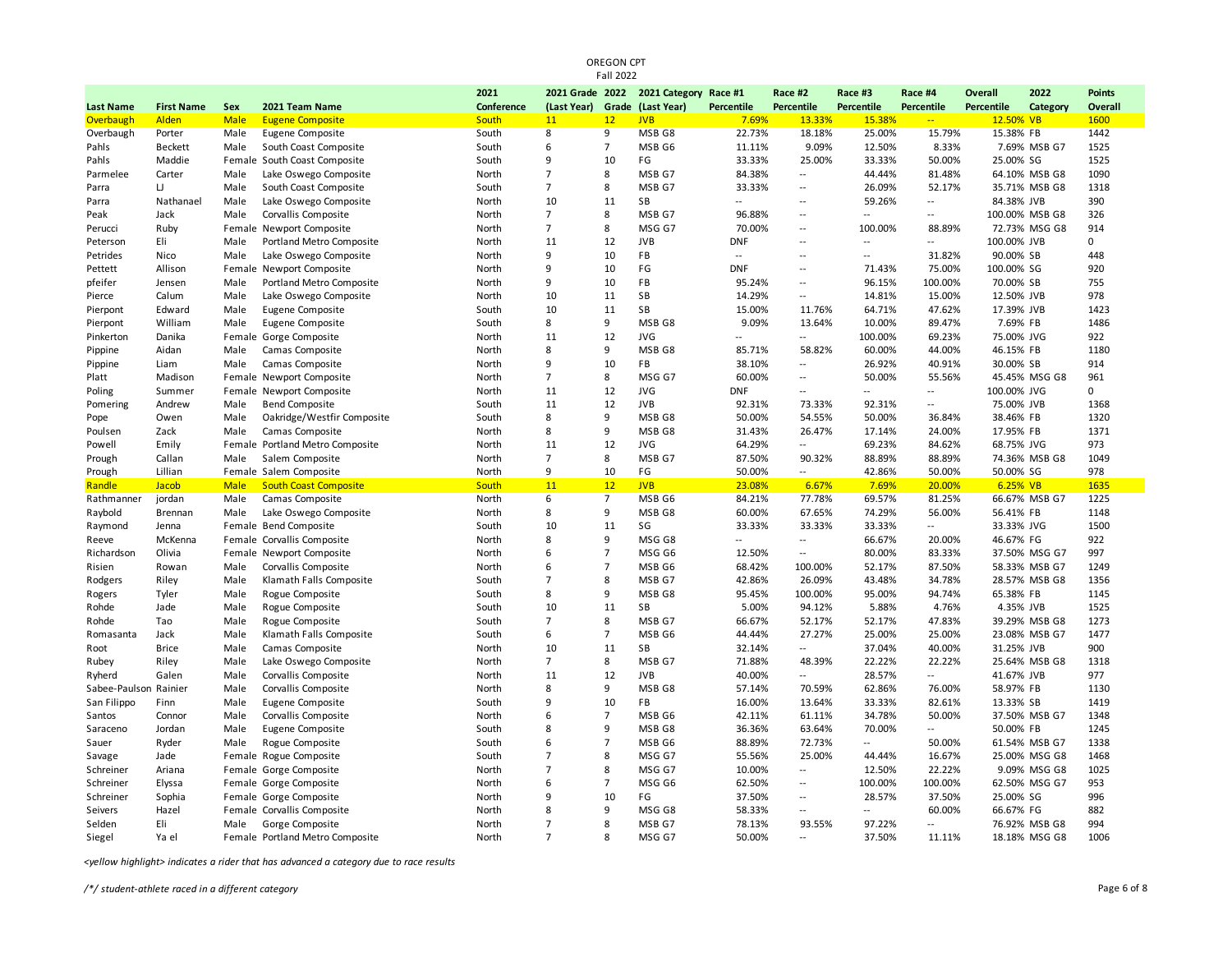OREGON CPT
Fall 2022

| Last Name | First Name | Sex | 2021 Team Name | 2021 Conference | 2021 Grade (Last Year) | 2022 Grade | 2021 Category (Last Year) | Race #1 Percentile | Race #2 Percentile | Race #3 Percentile | Race #4 Percentile | Overall Percentile | 2022 Category | Points Overall |
|---|---|---|---|---|---|---|---|---|---|---|---|---|---|---|
| Overbaugh | Alden | Male | Eugene Composite | South | 11 | 12 | JVB | 7.69% | 13.33% | 15.38% | -- | 12.50% | VB | 1600 |
| Overbaugh | Porter | Male | Eugene Composite | South | 8 | 9 | MSB G8 | 22.73% | 18.18% | 25.00% | 15.79% | 15.38% | FB | 1442 |
| Pahls | Beckett | Male | South Coast Composite | South | 6 | 7 | MSB G6 | 11.11% | 9.09% | 12.50% | 8.33% | 7.69% | MSB G7 | 1525 |
| Pahls | Maddie | Female | South Coast Composite | South | 9 | 10 | FG | 33.33% | 25.00% | 33.33% | 50.00% | 25.00% | SG | 1525 |
| Parmelee | Carter | Male | Lake Oswego Composite | North | 7 | 8 | MSB G7 | 84.38% | -- | 44.44% | 81.48% | 64.10% | MSB G8 | 1090 |
| Parra | LJ | Male | South Coast Composite | South | 7 | 8 | MSB G7 | 33.33% | -- | 26.09% | 52.17% | 35.71% | MSB G8 | 1318 |
| Parra | Nathanael | Male | Lake Oswego Composite | North | 10 | 11 | SB | -- | -- | 59.26% | -- | 84.38% | JVB | 390 |
| Peak | Jack | Male | Corvallis Composite | North | 7 | 8 | MSB G7 | 96.88% | -- | -- | -- | 100.00% | MSB G8 | 326 |
| Perucci | Ruby | Female | Newport Composite | North | 7 | 8 | MSG G7 | 70.00% | -- | 100.00% | 88.89% | 72.73% | MSG G8 | 914 |
| Peterson | Eli | Male | Portland Metro Composite | North | 11 | 12 | JVB | DNF | -- | -- | -- | 100.00% | JVB | 0 |
| Petrides | Nico | Male | Lake Oswego Composite | North | 9 | 10 | FB | -- | -- | -- | 31.82% | 90.00% | SB | 448 |
| Pettett | Allison | Female | Newport Composite | North | 9 | 10 | FG | DNF | -- | 71.43% | 75.00% | 100.00% | SG | 920 |
| pfeifer | Jensen | Male | Portland Metro Composite | North | 9 | 10 | FB | 95.24% | -- | 96.15% | 100.00% | 70.00% | SB | 755 |
| Pierce | Calum | Male | Lake Oswego Composite | North | 10 | 11 | SB | 14.29% | -- | 14.81% | 15.00% | 12.50% | JVB | 978 |
| Pierpont | Edward | Male | Eugene Composite | South | 10 | 11 | SB | 15.00% | 11.76% | 64.71% | 47.62% | 17.39% | JVB | 1423 |
| Pierpont | William | Male | Eugene Composite | South | 8 | 9 | MSB G8 | 9.09% | 13.64% | 10.00% | 89.47% | 7.69% | FB | 1486 |
| Pinkerton | Danika | Female | Gorge Composite | North | 11 | 12 | JVG | -- | -- | 100.00% | 69.23% | 75.00% | JVG | 922 |
| Pippine | Aidan | Male | Camas Composite | North | 8 | 9 | MSB G8 | 85.71% | 58.82% | 60.00% | 44.00% | 46.15% | FB | 1180 |
| Pippine | Liam | Male | Camas Composite | North | 9 | 10 | FB | 38.10% | -- | 26.92% | 40.91% | 30.00% | SB | 914 |
| Platt | Madison | Female | Newport Composite | North | 7 | 8 | MSG G7 | 60.00% | -- | 50.00% | 55.56% | 45.45% | MSG G8 | 961 |
| Poling | Summer | Female | Newport Composite | North | 11 | 12 | JVG | DNF | -- | -- | -- | 100.00% | JVG | 0 |
| Pomering | Andrew | Male | Bend Composite | South | 11 | 12 | JVB | 92.31% | 73.33% | 92.31% | -- | 75.00% | JVB | 1368 |
| Pope | Owen | Male | Oakridge/Westfir Composite | South | 8 | 9 | MSB G8 | 50.00% | 54.55% | 50.00% | 36.84% | 38.46% | FB | 1320 |
| Poulsen | Zack | Male | Camas Composite | North | 8 | 9 | MSB G8 | 31.43% | 26.47% | 17.14% | 24.00% | 17.95% | FB | 1371 |
| Powell | Emily | Female | Portland Metro Composite | North | 11 | 12 | JVG | 64.29% | -- | 69.23% | 84.62% | 68.75% | JVG | 973 |
| Prough | Callan | Male | Salem Composite | North | 7 | 8 | MSB G7 | 87.50% | 90.32% | 88.89% | 88.89% | 74.36% | MSB G8 | 1049 |
| Prough | Lillian | Female | Salem Composite | North | 9 | 10 | FG | 50.00% | -- | 42.86% | 50.00% | 50.00% | SG | 978 |
| Randle | Jacob | Male | South Coast Composite | South | 11 | 12 | JVB | 23.08% | 6.67% | 7.69% | 20.00% | 6.25% | VB | 1635 |
| Rathmanner | jordan | Male | Camas Composite | North | 6 | 7 | MSB G6 | 84.21% | 77.78% | 69.57% | 81.25% | 66.67% | MSB G7 | 1225 |
| Raybold | Brennan | Male | Lake Oswego Composite | North | 8 | 9 | MSB G8 | 60.00% | 67.65% | 74.29% | 56.00% | 56.41% | FB | 1148 |
| Raymond | Jenna | Female | Bend Composite | South | 10 | 11 | SG | 33.33% | 33.33% | 33.33% | -- | 33.33% | JVG | 1500 |
| Reeve | McKenna | Female | Corvallis Composite | North | 8 | 9 | MSG G8 | -- | -- | 66.67% | 20.00% | 46.67% | FG | 922 |
| Richardson | Olivia | Female | Newport Composite | North | 6 | 7 | MSG G6 | 12.50% | -- | 80.00% | 83.33% | 37.50% | MSG G7 | 997 |
| Risien | Rowan | Male | Corvallis Composite | North | 6 | 7 | MSB G6 | 68.42% | 100.00% | 52.17% | 87.50% | 58.33% | MSB G7 | 1249 |
| Rodgers | Riley | Male | Klamath Falls Composite | South | 7 | 8 | MSB G7 | 42.86% | 26.09% | 43.48% | 34.78% | 28.57% | MSB G8 | 1356 |
| Rogers | Tyler | Male | Rogue Composite | South | 8 | 9 | MSB G8 | 95.45% | 100.00% | 95.00% | 94.74% | 65.38% | FB | 1145 |
| Rohde | Jade | Male | Rogue Composite | South | 10 | 11 | SB | 5.00% | 94.12% | 5.88% | 4.76% | 4.35% | JVB | 1525 |
| Rohde | Tao | Male | Rogue Composite | South | 7 | 8 | MSB G7 | 66.67% | 52.17% | 52.17% | 47.83% | 39.29% | MSB G8 | 1273 |
| Romasanta | Jack | Male | Klamath Falls Composite | South | 6 | 7 | MSB G6 | 44.44% | 27.27% | 25.00% | 25.00% | 23.08% | MSB G7 | 1477 |
| Root | Brice | Male | Camas Composite | North | 10 | 11 | SB | 32.14% | -- | 37.04% | 40.00% | 31.25% | JVB | 900 |
| Rubey | Riley | Male | Lake Oswego Composite | North | 7 | 8 | MSB G7 | 71.88% | 48.39% | 22.22% | 22.22% | 25.64% | MSB G8 | 1318 |
| Ryherd | Galen | Male | Corvallis Composite | North | 11 | 12 | JVB | 40.00% | -- | 28.57% | -- | 41.67% | JVB | 977 |
| Sabee-Paulson | Rainier | Male | Corvallis Composite | North | 8 | 9 | MSB G8 | 57.14% | 70.59% | 62.86% | 76.00% | 58.97% | FB | 1130 |
| San Filippo | Finn | Male | Eugene Composite | South | 9 | 10 | FB | 16.00% | 13.64% | 33.33% | 82.61% | 13.33% | SB | 1419 |
| Santos | Connor | Male | Corvallis Composite | North | 6 | 7 | MSB G6 | 42.11% | 61.11% | 34.78% | 50.00% | 37.50% | MSB G7 | 1348 |
| Saraceno | Jordan | Male | Eugene Composite | South | 8 | 9 | MSB G8 | 36.36% | 63.64% | 70.00% | -- | 50.00% | FB | 1245 |
| Sauer | Ryder | Male | Rogue Composite | South | 6 | 7 | MSB G6 | 88.89% | 72.73% | -- | 50.00% | 61.54% | MSB G7 | 1338 |
| Savage | Jade | Female | Rogue Composite | South | 7 | 8 | MSG G7 | 55.56% | 25.00% | 44.44% | 16.67% | 25.00% | MSG G8 | 1468 |
| Schreiner | Ariana | Female | Gorge Composite | North | 7 | 8 | MSG G7 | 10.00% | -- | 12.50% | 22.22% | 9.09% | MSG G8 | 1025 |
| Schreiner | Elyssa | Female | Gorge Composite | North | 6 | 7 | MSG G6 | 62.50% | -- | 100.00% | 100.00% | 62.50% | MSG G7 | 953 |
| Schreiner | Sophia | Female | Gorge Composite | North | 9 | 10 | FG | 37.50% | -- | 28.57% | 37.50% | 25.00% | SG | 996 |
| Seivers | Hazel | Female | Corvallis Composite | North | 8 | 9 | MSG G8 | 58.33% | -- | -- | 60.00% | 66.67% | FG | 882 |
| Selden | Eli | Male | Gorge Composite | North | 7 | 8 | MSB G7 | 78.13% | 93.55% | 97.22% | -- | 76.92% | MSB G8 | 994 |
| Siegel | Ya el | Female | Portland Metro Composite | North | 7 | 8 | MSG G7 | 50.00% | -- | 37.50% | 11.11% | 18.18% | MSG G8 | 1006 |

*<yellow highlight> indicates a rider that has advanced a category due to race results*

*/*/ student-athlete raced in a different category*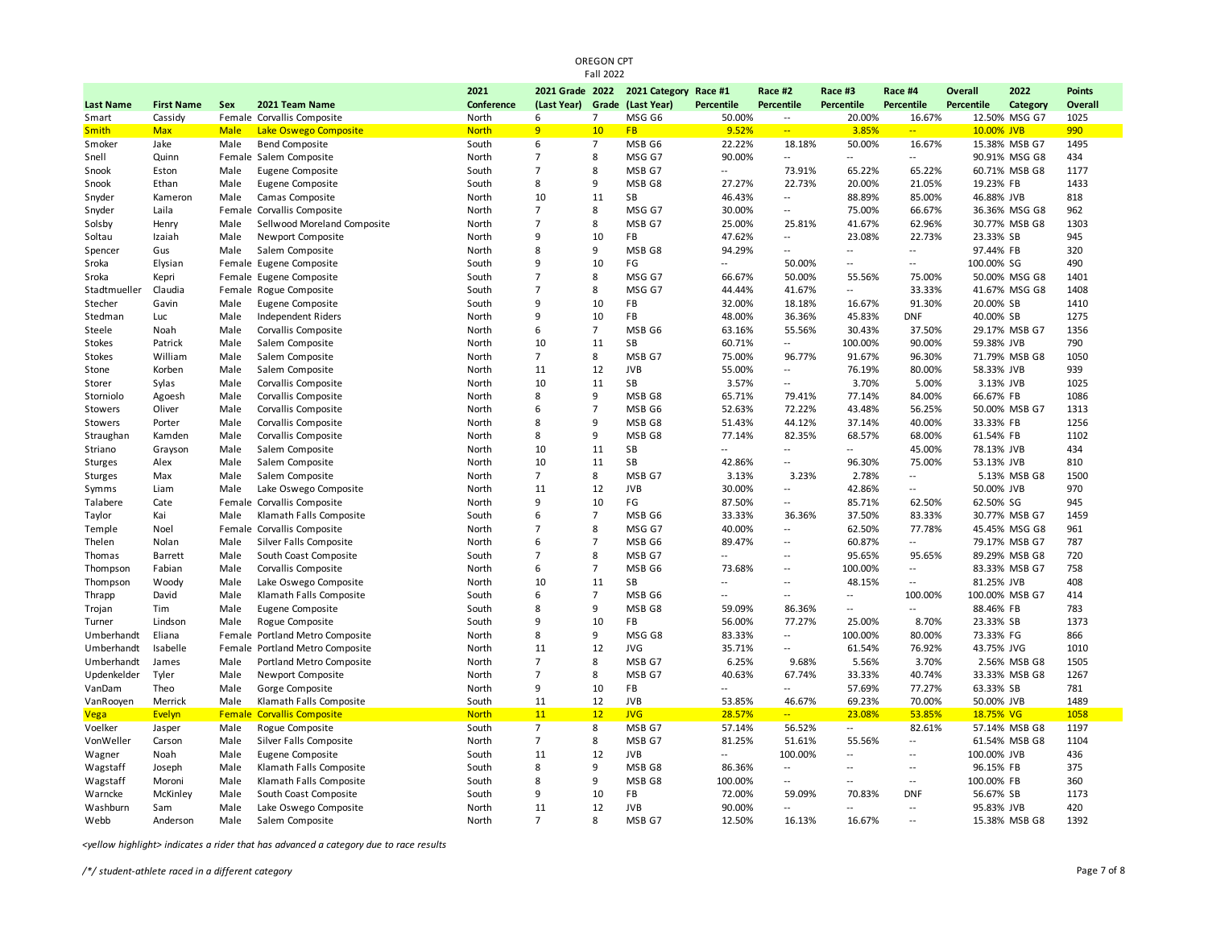OREGON CPT
Fall 2022

| Last Name | First Name | Sex | 2021 Team Name | 2021 Conference | 2021 Grade (Last Year) | 2022 Grade | 2021 Category (Last Year) | Race #1 Percentile | Race #2 Percentile | Race #3 Percentile | Race #4 Percentile | Overall Percentile | 2022 Category | Points Overall |
|---|---|---|---|---|---|---|---|---|---|---|---|---|---|---|
| Smart | Cassidy | Female | Corvallis Composite | North | 6 | 7 | MSG G6 | 50.00% | -- | 20.00% | 16.67% | 12.50% | MSG G7 | 1025 |
| Smith | Max | Male | Lake Oswego Composite | North | 9 | 10 | FB | 9.52% | -- | 3.85% | -- | 10.00% | JVB | 990 |
| Smoker | Jake | Male | Bend Composite | South | 6 | 7 | MSB G6 | 22.22% | 18.18% | 50.00% | 16.67% | 15.38% | MSB G7 | 1495 |
| Snell | Quinn | Female | Salem Composite | North | 7 | 8 | MSG G7 | 90.00% | -- | -- | -- | 90.91% | MSG G8 | 434 |
| Snook | Eston | Male | Eugene Composite | South | 7 | 8 | MSB G7 | -- | 73.91% | 65.22% | 65.22% | 60.71% | MSB G8 | 1177 |
| Snook | Ethan | Male | Eugene Composite | South | 8 | 9 | MSB G8 | 27.27% | 22.73% | 20.00% | 21.05% | 19.23% | FB | 1433 |
| Snyder | Kameron | Male | Camas Composite | North | 10 | 11 | SB | 46.43% | -- | 88.89% | 85.00% | 46.88% | JVB | 818 |
| Snyder | Laila | Female | Corvallis Composite | North | 7 | 8 | MSG G7 | 30.00% | -- | 75.00% | 66.67% | 36.36% | MSG G8 | 962 |
| Solsby | Henry | Male | Sellwood Moreland Composite | North | 7 | 8 | MSB G7 | 25.00% | 25.81% | 41.67% | 62.96% | 30.77% | MSB G8 | 1303 |
| Soltau | Izaiah | Male | Newport Composite | North | 9 | 10 | FB | 47.62% | -- | 23.08% | 22.73% | 23.33% | SB | 945 |
| Spencer | Gus | Male | Salem Composite | North | 8 | 9 | MSB G8 | 94.29% | -- | -- | -- | 97.44% | FB | 320 |
| Sroka | Elysian | Female | Eugene Composite | South | 9 | 10 | FG | -- | 50.00% | -- | -- | 100.00% | SG | 490 |
| Sroka | Kepri | Female | Eugene Composite | South | 7 | 8 | MSG G7 | 66.67% | 50.00% | 55.56% | 75.00% | 50.00% | MSG G8 | 1401 |
| Stadtmueller | Claudia | Female | Rogue Composite | South | 7 | 8 | MSG G7 | 44.44% | 41.67% | -- | 33.33% | 41.67% | MSG G8 | 1408 |
| Stecher | Gavin | Male | Eugene Composite | South | 9 | 10 | FB | 32.00% | 18.18% | 16.67% | 91.30% | 20.00% | SB | 1410 |
| Stedman | Luc | Male | Independent Riders | North | 9 | 10 | FB | 48.00% | 36.36% | 45.83% | DNF | 40.00% | SB | 1275 |
| Steele | Noah | Male | Corvallis Composite | North | 6 | 7 | MSB G6 | 63.16% | 55.56% | 30.43% | 37.50% | 29.17% | MSB G7 | 1356 |
| Stokes | Patrick | Male | Salem Composite | North | 10 | 11 | SB | 60.71% | -- | 100.00% | 90.00% | 59.38% | JVB | 790 |
| Stokes | William | Male | Salem Composite | North | 7 | 8 | MSB G7 | 75.00% | 96.77% | 91.67% | 96.30% | 71.79% | MSB G8 | 1050 |
| Stone | Korben | Male | Salem Composite | North | 11 | 12 | JVB | 55.00% | -- | 76.19% | 80.00% | 58.33% | JVB | 939 |
| Storer | Sylas | Male | Corvallis Composite | North | 10 | 11 | SB | 3.57% | -- | 3.70% | 5.00% | 3.13% | JVB | 1025 |
| Storniolo | Agoesh | Male | Corvallis Composite | North | 8 | 9 | MSB G8 | 65.71% | 79.41% | 77.14% | 84.00% | 66.67% | FB | 1086 |
| Stowers | Oliver | Male | Corvallis Composite | North | 6 | 7 | MSB G6 | 52.63% | 72.22% | 43.48% | 56.25% | 50.00% | MSB G7 | 1313 |
| Stowers | Porter | Male | Corvallis Composite | North | 8 | 9 | MSB G8 | 51.43% | 44.12% | 37.14% | 40.00% | 33.33% | FB | 1256 |
| Straughan | Kamden | Male | Corvallis Composite | North | 8 | 9 | MSB G8 | 77.14% | 82.35% | 68.57% | 68.00% | 61.54% | FB | 1102 |
| Striano | Grayson | Male | Salem Composite | North | 10 | 11 | SB | -- | -- | -- | 45.00% | 78.13% | JVB | 434 |
| Sturges | Alex | Male | Salem Composite | North | 10 | 11 | SB | 42.86% | -- | 96.30% | 75.00% | 53.13% | JVB | 810 |
| Sturges | Max | Male | Salem Composite | North | 7 | 8 | MSB G7 | 3.13% | 3.23% | 2.78% | -- | 5.13% | MSB G8 | 1500 |
| Symms | Liam | Male | Lake Oswego Composite | North | 11 | 12 | JVB | 30.00% | -- | 42.86% | -- | 50.00% | JVB | 970 |
| Talabere | Cate | Female | Corvallis Composite | North | 9 | 10 | FG | 87.50% | -- | 85.71% | 62.50% | 62.50% | SG | 945 |
| Taylor | Kai | Male | Klamath Falls Composite | South | 6 | 7 | MSB G6 | 33.33% | 36.36% | 37.50% | 83.33% | 30.77% | MSB G7 | 1459 |
| Temple | Noel | Female | Corvallis Composite | North | 7 | 8 | MSG G7 | 40.00% | -- | 62.50% | 77.78% | 45.45% | MSG G8 | 961 |
| Thelen | Nolan | Male | Silver Falls Composite | North | 6 | 7 | MSB G6 | 89.47% | -- | 60.87% | -- | 79.17% | MSB G7 | 787 |
| Thomas | Barrett | Male | South Coast Composite | South | 7 | 8 | MSB G7 | -- | -- | 95.65% | 95.65% | 89.29% | MSB G8 | 720 |
| Thompson | Fabian | Male | Corvallis Composite | North | 6 | 7 | MSB G6 | 73.68% | -- | 100.00% | -- | 83.33% | MSB G7 | 758 |
| Thompson | Woody | Male | Lake Oswego Composite | North | 10 | 11 | SB | -- | -- | 48.15% | -- | 81.25% | JVB | 408 |
| Thrapp | David | Male | Klamath Falls Composite | South | 6 | 7 | MSB G6 | -- | -- | -- | 100.00% | 100.00% | MSB G7 | 414 |
| Trojan | Tim | Male | Eugene Composite | South | 8 | 9 | MSB G8 | 59.09% | 86.36% | -- | -- | 88.46% | FB | 783 |
| Turner | Lindson | Male | Rogue Composite | South | 9 | 10 | FB | 56.00% | 77.27% | 25.00% | 8.70% | 23.33% | SB | 1373 |
| Umberhandt | Eliana | Female | Portland Metro Composite | North | 8 | 9 | MSG G8 | 83.33% | -- | 100.00% | 80.00% | 73.33% | FG | 866 |
| Umberhandt | Isabelle | Female | Portland Metro Composite | North | 11 | 12 | JVG | 35.71% | -- | 61.54% | 76.92% | 43.75% | JVG | 1010 |
| Umberhandt | James | Male | Portland Metro Composite | North | 7 | 8 | MSB G7 | 6.25% | 9.68% | 5.56% | 3.70% | 2.56% | MSB G8 | 1505 |
| Updenkelder | Tyler | Male | Newport Composite | North | 7 | 8 | MSB G7 | 40.63% | 67.74% | 33.33% | 40.74% | 33.33% | MSB G8 | 1267 |
| VanDam | Theo | Male | Gorge Composite | North | 9 | 10 | FB | -- | -- | 57.69% | 77.27% | 63.33% | SB | 781 |
| VanRooyen | Merrick | Male | Klamath Falls Composite | South | 11 | 12 | JVB | 53.85% | 46.67% | 69.23% | 70.00% | 50.00% | JVB | 1489 |
| Vega | Evelyn | Female | Corvallis Composite | North | 11 | 12 | JVG | 28.57% | -- | 23.08% | 53.85% | 18.75% | VG | 1058 |
| Voelker | Jasper | Male | Rogue Composite | South | 7 | 8 | MSB G7 | 57.14% | 56.52% | -- | 82.61% | 57.14% | MSB G8 | 1197 |
| VonWeller | Carson | Male | Silver Falls Composite | North | 7 | 8 | MSB G7 | 81.25% | 51.61% | 55.56% | -- | 61.54% | MSB G8 | 1104 |
| Wagner | Noah | Male | Eugene Composite | South | 11 | 12 | JVB | -- | 100.00% | -- | -- | 100.00% | JVB | 436 |
| Wagstaff | Joseph | Male | Klamath Falls Composite | South | 8 | 9 | MSB G8 | 86.36% | -- | -- | -- | 96.15% | FB | 375 |
| Wagstaff | Moroni | Male | Klamath Falls Composite | South | 8 | 9 | MSB G8 | 100.00% | -- | -- | -- | 100.00% | FB | 360 |
| Warncke | McKinley | Male | South Coast Composite | South | 9 | 10 | FB | 72.00% | 59.09% | 70.83% | DNF | 56.67% | SB | 1173 |
| Washburn | Sam | Male | Lake Oswego Composite | North | 11 | 12 | JVB | 90.00% | -- | -- | -- | 95.83% | JVB | 420 |
| Webb | Anderson | Male | Salem Composite | North | 7 | 8 | MSB G7 | 12.50% | 16.13% | 16.67% | -- | 15.38% | MSB G8 | 1392 |

*<yellow highlight> indicates a rider that has advanced a category due to race results*

*/*/ student-athlete raced in a different category*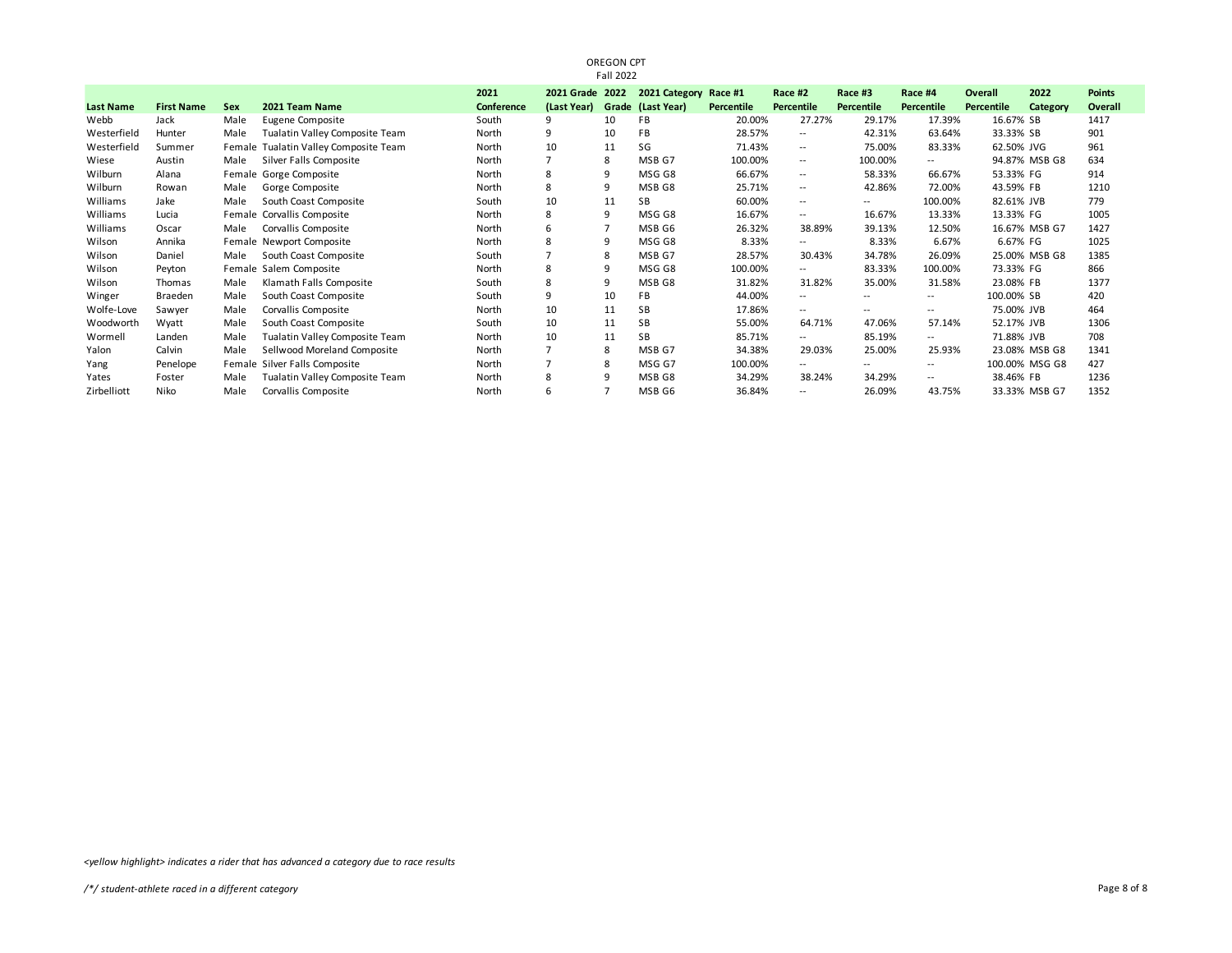OREGON CPT
Fall 2022

| Last Name | First Name | Sex | 2021 Team Name | 2021 Conference | 2021 Grade (Last Year) | 2022 Grade | 2021 Category (Last Year) | Race #1 Percentile | Race #2 Percentile | Race #3 Percentile | Race #4 Percentile | Overall Percentile | 2022 Category | Points Overall |
|---|---|---|---|---|---|---|---|---|---|---|---|---|---|---|
| Webb | Jack | Male | Eugene Composite | South | 9 | 10 | FB | 20.00% | 27.27% | 29.17% | 17.39% | 16.67% | SB | 1417 |
| Westerfield | Hunter | Male | Tualatin Valley Composite Team | North | 9 | 10 | FB | 28.57% | -- | 42.31% | 63.64% | 33.33% | SB | 901 |
| Westerfield | Summer | Female | Tualatin Valley Composite Team | North | 10 | 11 | SG | 71.43% | -- | 75.00% | 83.33% | 62.50% | JVG | 961 |
| Wiese | Austin | Male | Silver Falls Composite | North | 7 | 8 | MSB G7 | 100.00% | -- | 100.00% | -- | 94.87% | MSB G8 | 634 |
| Wilburn | Alana | Female | Gorge Composite | North | 8 | 9 | MSG G8 | 66.67% | -- | 58.33% | 66.67% | 53.33% | FG | 914 |
| Wilburn | Rowan | Male | Gorge Composite | North | 8 | 9 | MSB G8 | 25.71% | -- | 42.86% | 72.00% | 43.59% | FB | 1210 |
| Williams | Jake | Male | South Coast Composite | South | 10 | 11 | SB | 60.00% | -- | -- | 100.00% | 82.61% | JVB | 779 |
| Williams | Lucia | Female | Corvallis Composite | North | 8 | 9 | MSG G8 | 16.67% | -- | 16.67% | 13.33% | 13.33% | FG | 1005 |
| Williams | Oscar | Male | Corvallis Composite | North | 6 | 7 | MSB G6 | 26.32% | 38.89% | 39.13% | 12.50% | 16.67% | MSB G7 | 1427 |
| Wilson | Annika | Female | Newport Composite | North | 8 | 9 | MSG G8 | 8.33% | -- | 8.33% | 6.67% | 6.67% | FG | 1025 |
| Wilson | Daniel | Male | South Coast Composite | South | 7 | 8 | MSB G7 | 28.57% | 30.43% | 34.78% | 26.09% | 25.00% | MSB G8 | 1385 |
| Wilson | Peyton | Female | Salem Composite | North | 8 | 9 | MSG G8 | 100.00% | -- | 83.33% | 100.00% | 73.33% | FG | 866 |
| Wilson | Thomas | Male | Klamath Falls Composite | South | 8 | 9 | MSB G8 | 31.82% | 31.82% | 35.00% | 31.58% | 23.08% | FB | 1377 |
| Winger | Braeden | Male | South Coast Composite | South | 9 | 10 | FB | 44.00% | -- | -- | -- | 100.00% | SB | 420 |
| Wolfe-Love | Sawyer | Male | Corvallis Composite | North | 10 | 11 | SB | 17.86% | -- | -- | -- | 75.00% | JVB | 464 |
| Woodworth | Wyatt | Male | South Coast Composite | South | 10 | 11 | SB | 55.00% | 64.71% | 47.06% | 57.14% | 52.17% | JVB | 1306 |
| Wormell | Landen | Male | Tualatin Valley Composite Team | North | 10 | 11 | SB | 85.71% | -- | 85.19% | -- | 71.88% | JVB | 708 |
| Yalon | Calvin | Male | Sellwood Moreland Composite | North | 7 | 8 | MSB G7 | 34.38% | 29.03% | 25.00% | 25.93% | 23.08% | MSB G8 | 1341 |
| Yang | Penelope | Female | Silver Falls Composite | North | 7 | 8 | MSG G7 | 100.00% | -- | -- | -- | 100.00% | MSG G8 | 427 |
| Yates | Foster | Male | Tualatin Valley Composite Team | North | 8 | 9 | MSB G8 | 34.29% | 38.24% | 34.29% | -- | 38.46% | FB | 1236 |
| Zirbelliott | Niko | Male | Corvallis Composite | North | 6 | 7 | MSB G6 | 36.84% | -- | 26.09% | 43.75% | 33.33% | MSB G7 | 1352 |

*<yellow highlight> indicates a rider that has advanced a category due to race results*

*/*/ student-athlete raced in a different category*